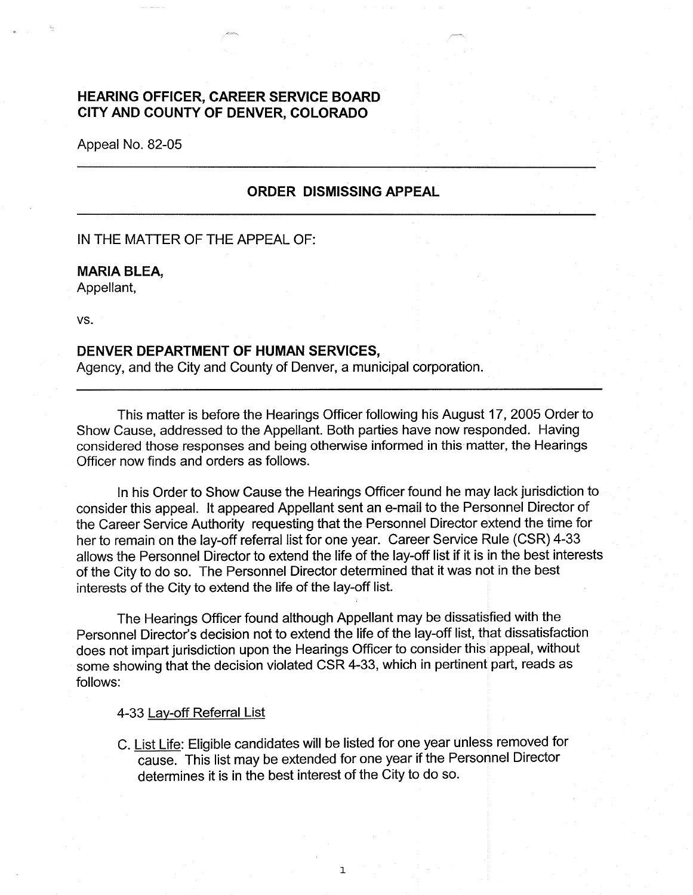## HEARING OFFICER, CAREER SERVICE BOARD
## CITY AND COUNTY OF DENVER, COLORADO

Appeal No. 82-05

---

### ORDER DISMISSING APPEAL

---

IN THE MATTER OF THE APPEAL OF:

**MARIA BLEA,**
Appellant,

vs.

**DENVER DEPARTMENT OF HUMAN SERVICES,**
Agency, and the City and County of Denver, a municipal corporation.

---

This matter is before the Hearings Officer following his August 17, 2005 Order to Show Cause, addressed to the Appellant. Both parties have now responded. Having considered those responses and being otherwise informed in this matter, the Hearings Officer now finds and orders as follows.

In his Order to Show Cause the Hearings Officer found he may lack jurisdiction to consider this appeal. It appeared Appellant sent an e-mail to the Personnel Director of the Career Service Authority requesting that the Personnel Director extend the time for her to remain on the lay-off referral list for one year. Career Service Rule (CSR) 4-33 allows the Personnel Director to extend the life of the lay-off list if it is in the best interests of the City to do so. The Personnel Director determined that it was not in the best interests of the City to extend the life of the lay-off list.

The Hearings Officer found although Appellant may be dissatisfied with the Personnel Director's decision not to extend the life of the lay-off list, that dissatisfaction does not impart jurisdiction upon the Hearings Officer to consider this appeal, without some showing that the decision violated CSR 4-33, which in pertinent part, reads as follows:

> 4-33 Lay-off Referral List
>
> C. List Life: Eligible candidates will be listed for one year unless removed for cause. This list may be extended for one year if the Personnel Director determines it is in the best interest of the City to do so.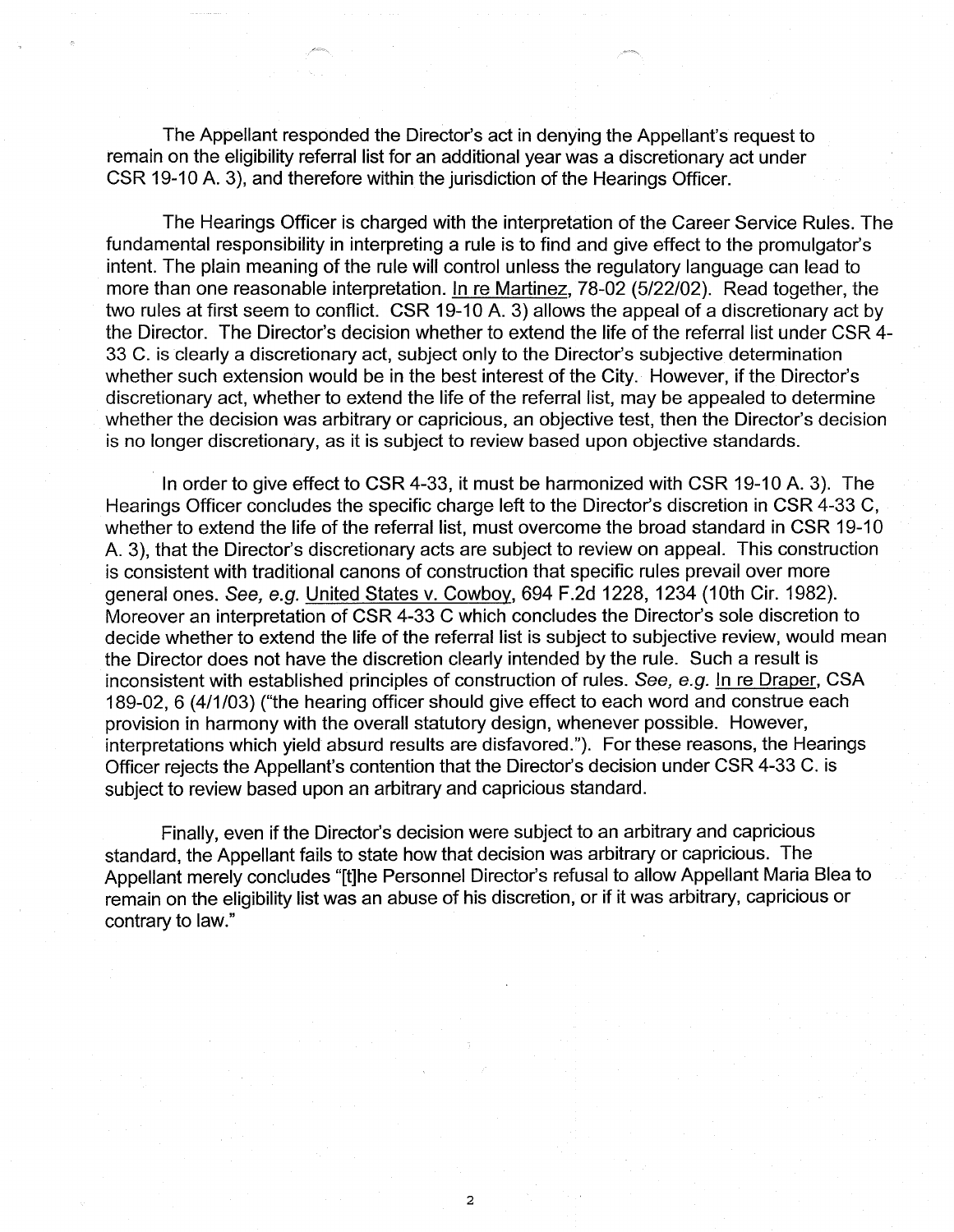The Appellant responded the Director's act in denying the Appellant's request to remain on the eligibility referral list for an additional year was a discretionary act under CSR 19-10 A. 3), and therefore within the jurisdiction of the Hearings Officer.

The Hearings Officer is charged with the interpretation of the Career Service Rules. The fundamental responsibility in interpreting a rule is to find and give effect to the promulgator's intent. The plain meaning of the rule will control unless the regulatory language can lead to more than one reasonable interpretation. In re Martinez, 78-02 (5/22/02). Read together, the two rules at first seem to conflict. CSR 19-10 A. 3) allows the appeal of a discretionary act by the Director. The Director's decision whether to extend the life of the referral list under CSR 4-33 C. is clearly a discretionary act, subject only to the Director's subjective determination whether such extension would be in the best interest of the City. However, if the Director's discretionary act, whether to extend the life of the referral list, may be appealed to determine whether the decision was arbitrary or capricious, an objective test, then the Director's decision is no longer discretionary, as it is subject to review based upon objective standards.

In order to give effect to CSR 4-33, it must be harmonized with CSR 19-10 A. 3). The Hearings Officer concludes the specific charge left to the Director's discretion in CSR 4-33 C, whether to extend the life of the referral list, must overcome the broad standard in CSR 19-10 A. 3), that the Director's discretionary acts are subject to review on appeal. This construction is consistent with traditional canons of construction that specific rules prevail over more general ones. *See, e.g.* United States v. Cowboy, 694 F.2d 1228, 1234 (10th Cir. 1982). Moreover an interpretation of CSR 4-33 C which concludes the Director's sole discretion to decide whether to extend the life of the referral list is subject to subjective review, would mean the Director does not have the discretion clearly intended by the rule. Such a result is inconsistent with established principles of construction of rules. *See, e.g.* In re Draper, CSA 189-02, 6 (4/1/03) ("the hearing officer should give effect to each word and construe each provision in harmony with the overall statutory design, whenever possible. However, interpretations which yield absurd results are disfavored."). For these reasons, the Hearings Officer rejects the Appellant's contention that the Director's decision under CSR 4-33 C. is subject to review based upon an arbitrary and capricious standard.

Finally, even if the Director's decision were subject to an arbitrary and capricious standard, the Appellant fails to state how that decision was arbitrary or capricious. The Appellant merely concludes "[t]he Personnel Director's refusal to allow Appellant Maria Blea to remain on the eligibility list was an abuse of his discretion, or if it was arbitrary, capricious or contrary to law."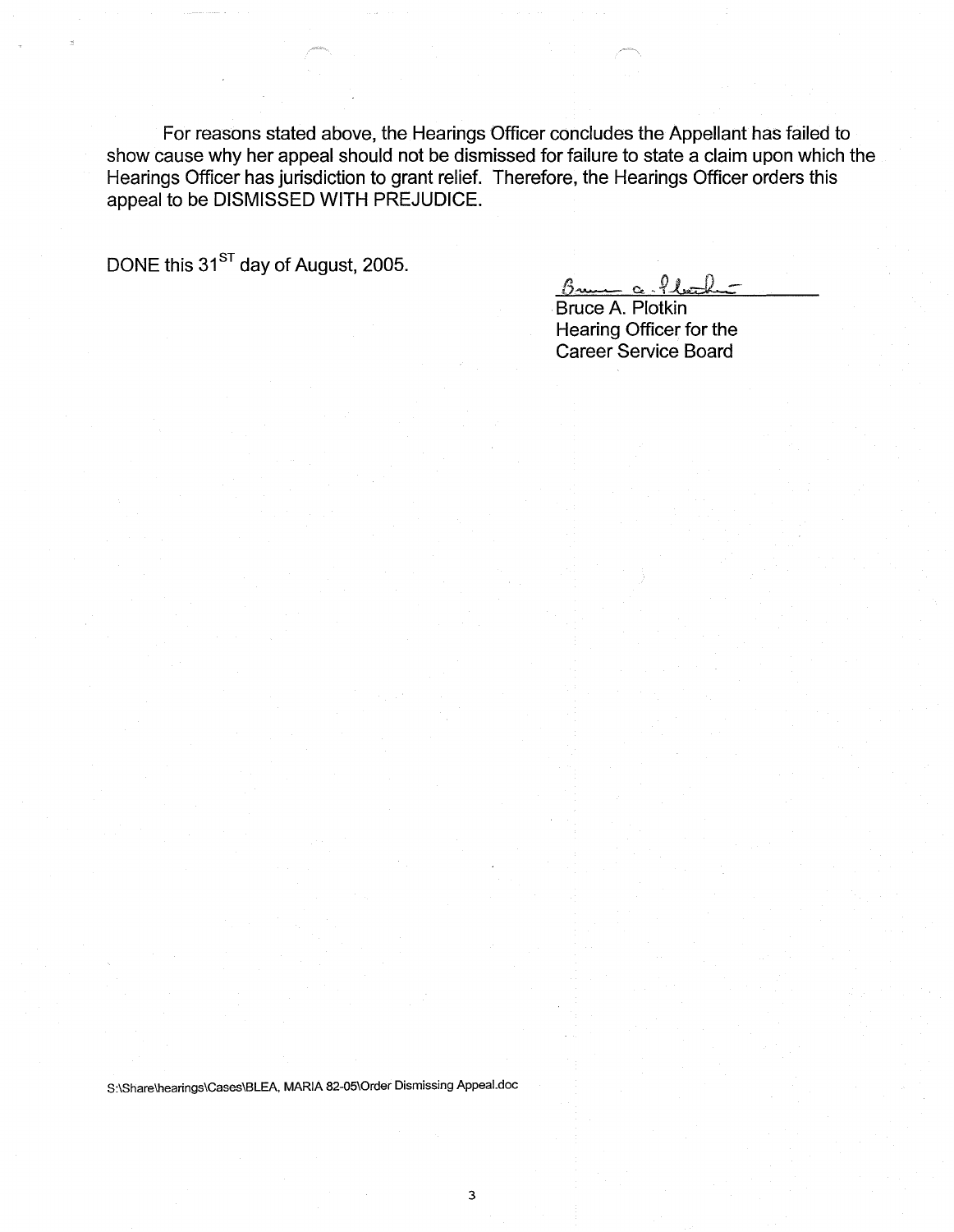For reasons stated above, the Hearings Officer concludes the Appellant has failed to show cause why her appeal should not be dismissed for failure to state a claim upon which the Hearings Officer has jurisdiction to grant relief. Therefore, the Hearings Officer orders this appeal to be DISMISSED WITH PREJUDICE.

DONE this 31ST day of August, 2005.

Bruce A. Plotkin
Hearing Officer for the
Career Service Board

S:\Share\hearings\Cases\BLEA, MARIA 82-05\Order Dismissing Appeal.doc